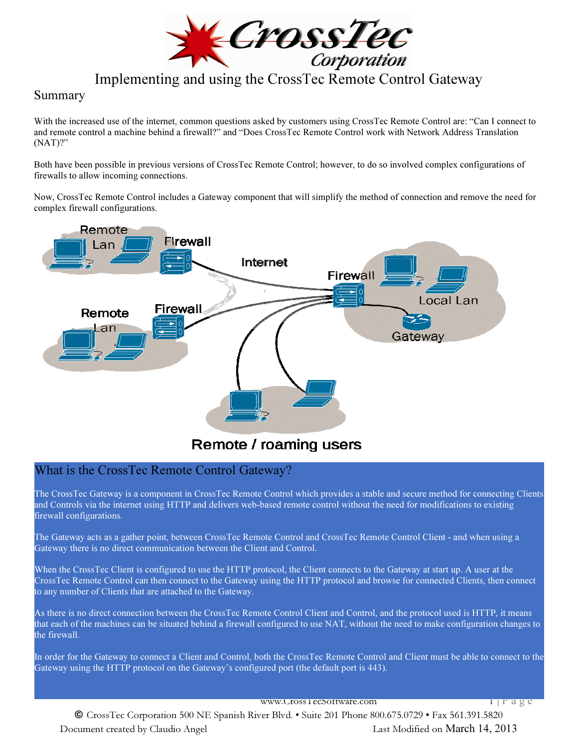# Implementing and using the CrossTec Remote Control Gateway

## Summary

With the increased use of the internet, common questions asked by customers using CrossTec Remote Control are: "Can I connect to and remote control a machine behind a firewall?" and "Does CrossTec Remote Control work with Network Address Translation (NAT)?"

Both have been possible in previous versions of CrossTec Remote Control; however, to do so involved complex configurations of firewalls to allow incoming connections.

Now, CrossTec Remote Control includes a Gateway component that will simplify the method of connection and remove the need for complex firewall configurations.

## What is the CrossTec Remote Control Gateway?

The CrossTec Gateway is a component in CrossTec Remote Control which provides a stable and secure method for connecting Clients and Controls via the internet using HTTP and delivers web-based remote control without the need for modifications to existing firewall configurations.

The Gateway acts as a gather point, between CrossTec Remote Control and CrossTec Remote Control Client - and when using a Gateway there is no direct communication between the Client and Control.

When the CrossTec Client is configured to use the HTTP protocol, the Client connects to the Gateway at start up. A user at the CrossTec Remote Control can then connect to the Gateway using the HTTP protocol and browse for connected Clients, then connect to any number of Clients that are attached to the Gateway.

As there is no direct connection between the CrossTec Remote Control Client and Control, and the protocol used is HTTP, it means that each of the machines can be situated behind a firewall configured to use NAT, without the need to make configuration changes to the firewall.

In order for the Gateway to connect a Client and Control, both the CrossTec Remote Control and Client must be able to connect to the Gateway using the HTTP protocol on the Gateway's configured port (the default port is 443).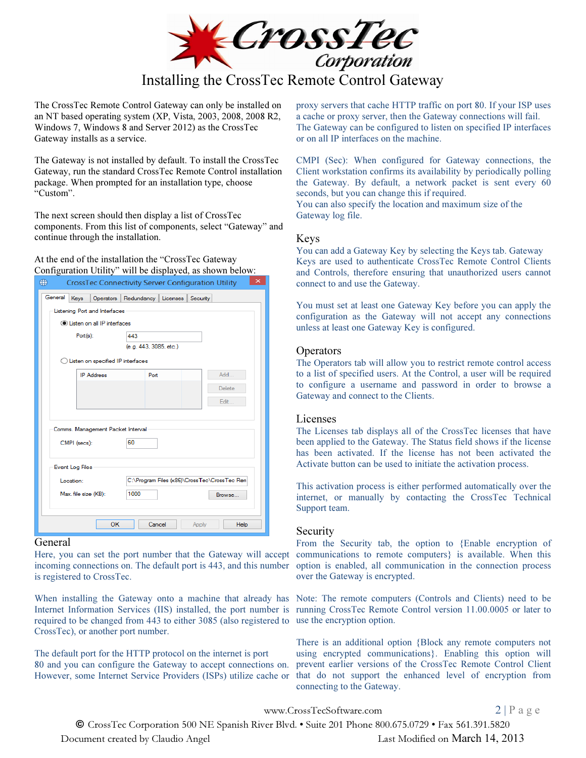# Installing the CrossTec Remote Control Gateway

The CrossTec Remote Control Gateway can only be installed on an NT based operating system (XP, Vista, 2003, 2008, 2008 R2, Windows 7, Windows 8 and Server 2012) as the CrossTec Gateway installs as a service.

The Gateway is not installed by default. To install the CrossTec Gateway, run the standard CrossTec Remote Control installation package. When prompted for an installation type, choose "Custom".

The next screen should then display a list of CrossTec components. From this list of components, select "Gateway" and continue through the installation.

At the end of the installation the "CrossTec Gateway Configuration Utility" will be displayed, as shown below:

## General

Here, you can set the port number that the Gateway will accept incoming connections on. The default port is 443, and this number is registered to CrossTec.

When installing the Gateway onto a machine that already has Internet Information Services (IIS) installed, the port number is required to be changed from 443 to either 3085 (also registered to CrossTec), or another port number.

The default port for the HTTP protocol on the internet is port 80 and you can configure the Gateway to accept connections on. However, some Internet Service Providers (ISPs) utilize cache or proxy servers that cache HTTP traffic on port 80. If your ISP uses a cache or proxy server, then the Gateway connections will fail. The Gateway can be configured to listen on specified IP interfaces or on all IP interfaces on the machine.

CMPI (Sec): When configured for Gateway connections, the Client workstation confirms its availability by periodically polling the Gateway. By default, a network packet is sent every 60 seconds, but you can change this if required.
You can also specify the location and maximum size of the Gateway log file.

## Keys

You can add a Gateway Key by selecting the Keys tab. Gateway Keys are used to authenticate CrossTec Remote Control Clients and Controls, therefore ensuring that unauthorized users cannot connect to and use the Gateway.

You must set at least one Gateway Key before you can apply the configuration as the Gateway will not accept any connections unless at least one Gateway Key is configured.

## Operators

The Operators tab will allow you to restrict remote control access to a list of specified users. At the Control, a user will be required to configure a username and password in order to browse a Gateway and connect to the Clients.

## Licenses

The Licenses tab displays all of the CrossTec licenses that have been applied to the Gateway. The Status field shows if the license has been activated. If the license has not been activated the Activate button can be used to initiate the activation process.

This activation process is either performed automatically over the internet, or manually by contacting the CrossTec Technical Support team.

## Security

From the Security tab, the option to {Enable encryption of communications to remote computers} is available. When this option is enabled, all communication in the connection process over the Gateway is encrypted.

Note: The remote computers (Controls and Clients) need to be running CrossTec Remote Control version 11.00.0005 or later to use the encryption option.

There is an additional option {Block any remote computers not using encrypted communications}. Enabling this option will prevent earlier versions of the CrossTec Remote Control Client that do not support the enhanced level of encryption from connecting to the Gateway.

www.CrossTecSoftware.com

© CrossTec Corporation 500 NE Spanish River Blvd. • Suite 201 Phone 800.675.0729 • Fax 561.391.5820
Document created by Claudio Angel Last Modified on March 14, 2013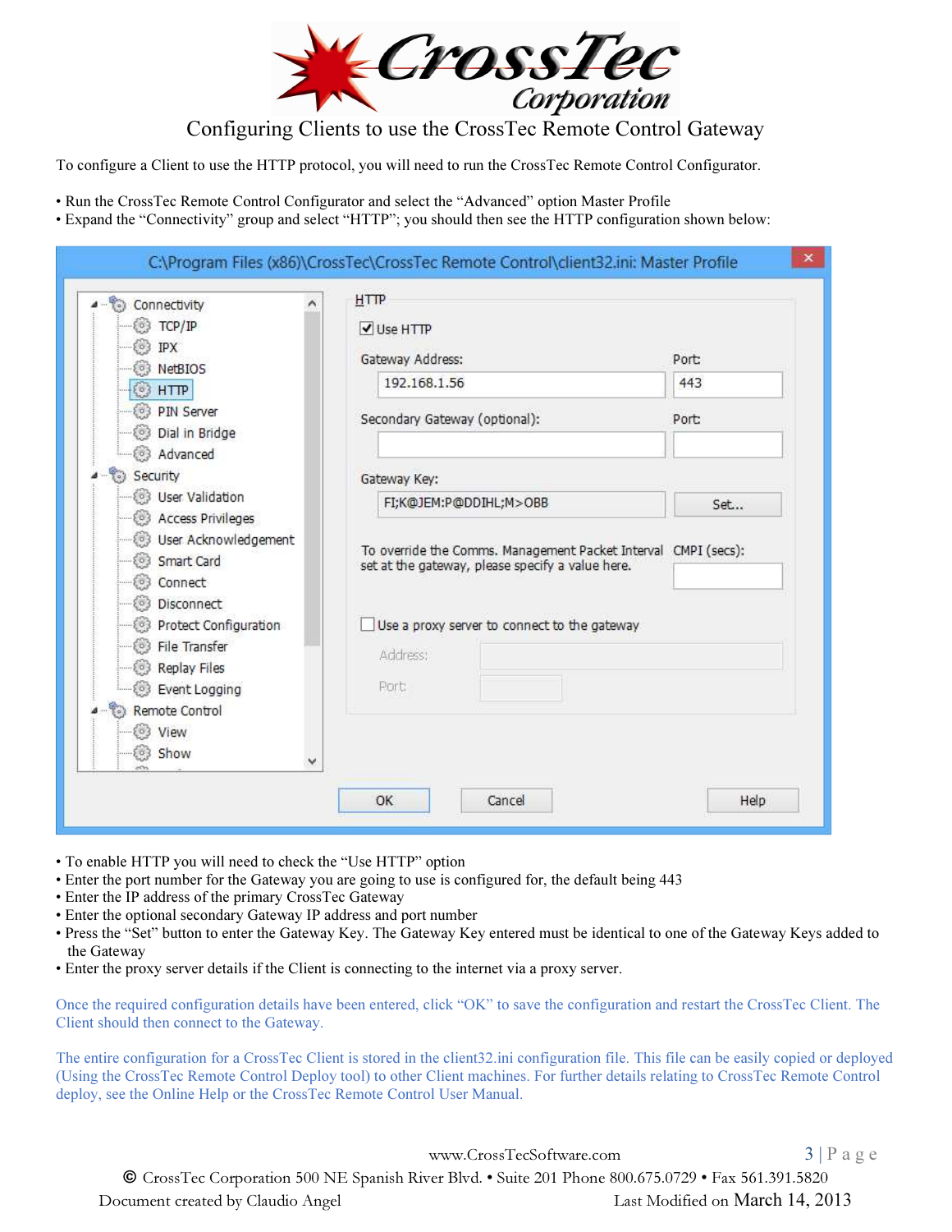# Configuring Clients to use the CrossTec Remote Control Gateway

To configure a Client to use the HTTP protocol, you will need to run the CrossTec Remote Control Configurator.

- Run the CrossTec Remote Control Configurator and select the "Advanced" option Master Profile
- Expand the "Connectivity" group and select "HTTP"; you should then see the HTTP configuration shown below:

- To enable HTTP you will need to check the "Use HTTP" option
- Enter the port number for the Gateway you are going to use is configured for, the default being 443
- Enter the IP address of the primary CrossTec Gateway
- Enter the optional secondary Gateway IP address and port number
- Press the "Set" button to enter the Gateway Key. The Gateway Key entered must be identical to one of the Gateway Keys added to the Gateway
- Enter the proxy server details if the Client is connecting to the internet via a proxy server.

Once the required configuration details have been entered, click "OK" to save the configuration and restart the CrossTec Client. The Client should then connect to the Gateway.

The entire configuration for a CrossTec Client is stored in the client32.ini configuration file. This file can be easily copied or deployed (Using the CrossTec Remote Control Deploy tool) to other Client machines. For further details relating to CrossTec Remote Control deploy, see the Online Help or the CrossTec Remote Control User Manual.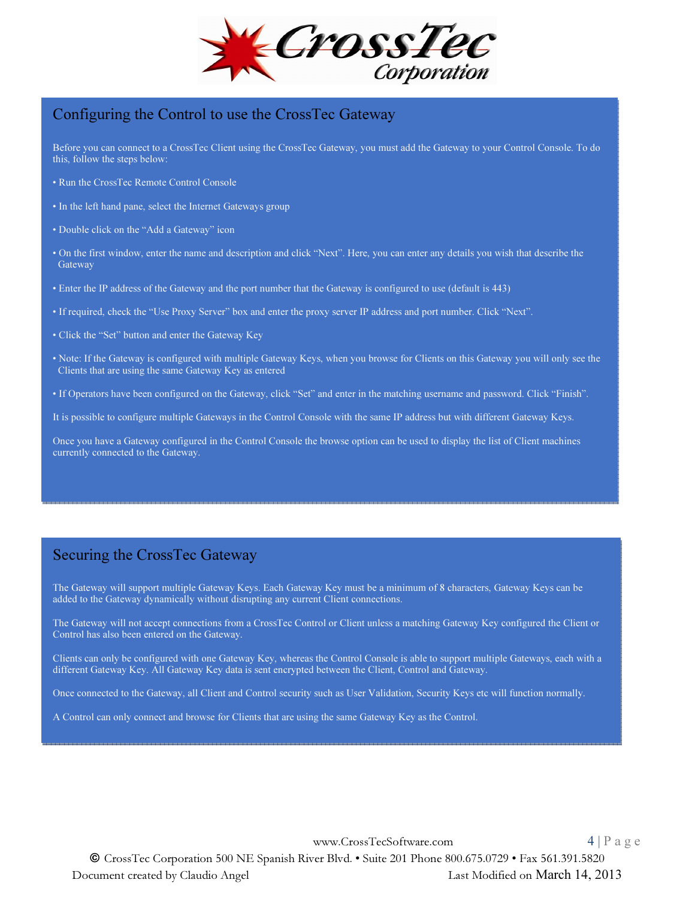## Configuring the Control to use the CrossTec Gateway

Before you can connect to a CrossTec Client using the CrossTec Gateway, you must add the Gateway to your Control Console. To do this, follow the steps below:

- Run the CrossTec Remote Control Console
- In the left hand pane, select the Internet Gateways group
- Double click on the “Add a Gateway” icon
- On the first window, enter the name and description and click “Next”. Here, you can enter any details you wish that describe the Gateway
- Enter the IP address of the Gateway and the port number that the Gateway is configured to use (default is 443)
- If required, check the “Use Proxy Server” box and enter the proxy server IP address and port number. Click “Next”.
- Click the “Set” button and enter the Gateway Key
- Note: If the Gateway is configured with multiple Gateway Keys, when you browse for Clients on this Gateway you will only see the Clients that are using the same Gateway Key as entered
- If Operators have been configured on the Gateway, click “Set” and enter in the matching username and password. Click “Finish”.

It is possible to configure multiple Gateways in the Control Console with the same IP address but with different Gateway Keys.

Once you have a Gateway configured in the Control Console the browse option can be used to display the list of Client machines currently connected to the Gateway.

## Securing the CrossTec Gateway

The Gateway will support multiple Gateway Keys. Each Gateway Key must be a minimum of 8 characters, Gateway Keys can be added to the Gateway dynamically without disrupting any current Client connections.

The Gateway will not accept connections from a CrossTec Control or Client unless a matching Gateway Key configured the Client or Control has also been entered on the Gateway.

Clients can only be configured with one Gateway Key, whereas the Control Console is able to support multiple Gateways, each with a different Gateway Key. All Gateway Key data is sent encrypted between the Client, Control and Gateway.

Once connected to the Gateway, all Client and Control security such as User Validation, Security Keys etc will function normally.

A Control can only connect and browse for Clients that are using the same Gateway Key as the Control.